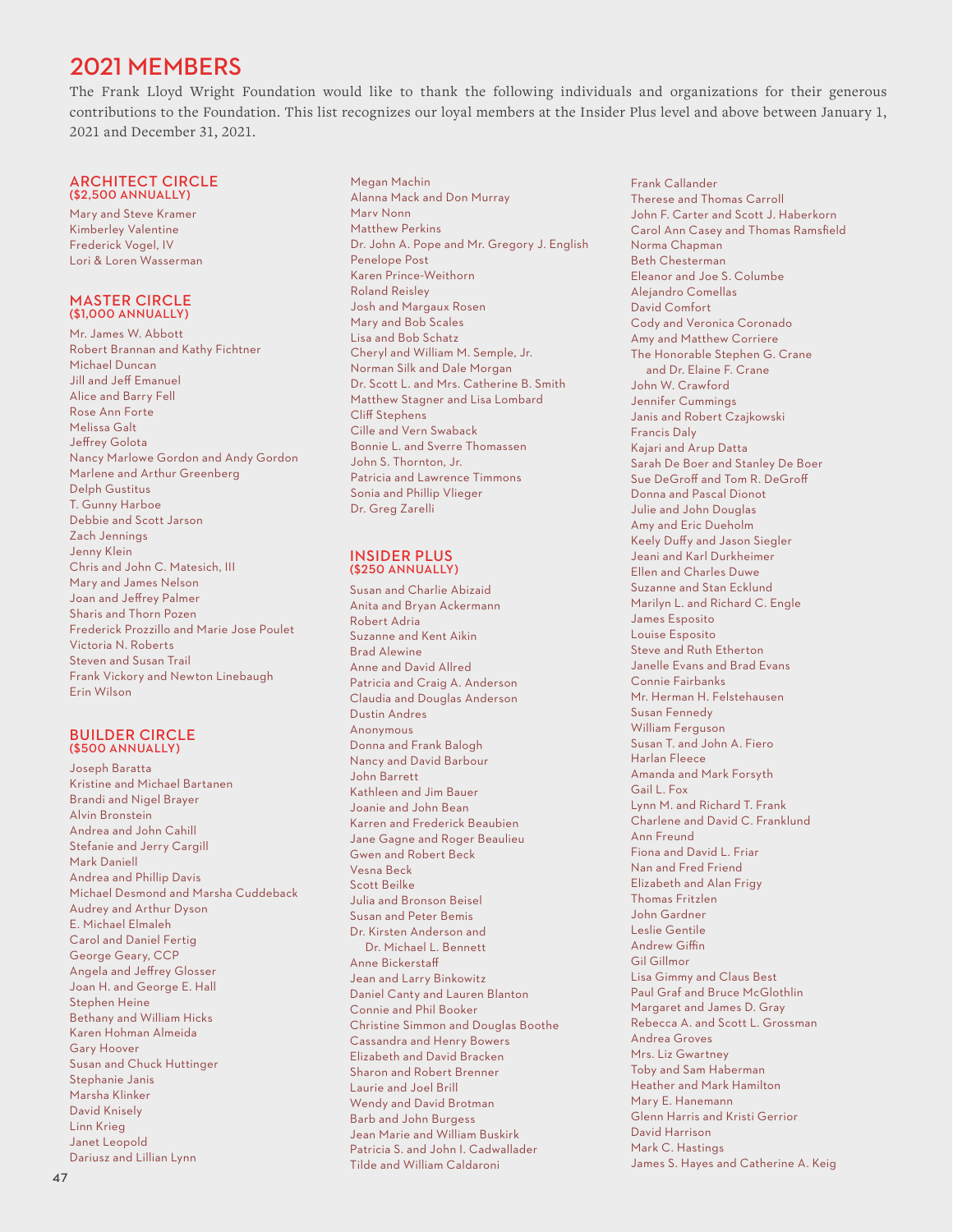# 2021 MEMBERS

The Frank Lloyd Wright Foundation would like to thank the following individuals and organizations for their generous contributions to the Foundation. This list recognizes our loyal members at the Insider Plus level and above between January 1, 2021 and December 31, 2021.

## ARCHITECT CIRCLE
### ($2,500 ANNUALLY)

Mary and Steve Kramer
Kimberley Valentine
Frederick Vogel, IV
Lori & Loren Wasserman

## MASTER CIRCLE
### ($1,000 ANNUALLY)

Mr. James W. Abbott
Robert Brannan and Kathy Fichtner
Michael Duncan
Jill and Jeff Emanuel
Alice and Barry Fell
Rose Ann Forte
Melissa Galt
Jeffrey Golota
Nancy Marlowe Gordon and Andy Gordon
Marlene and Arthur Greenberg
Delph Gustitus
T. Gunny Harboe
Debbie and Scott Jarson
Zach Jennings
Jenny Klein
Chris and John C. Matesich, III
Mary and James Nelson
Joan and Jeffrey Palmer
Sharis and Thorn Pozen
Frederick Prozzillo and Marie Jose Poulet
Victoria N. Roberts
Steven and Susan Trail
Frank Vickory and Newton Linebaugh
Erin Wilson

## BUILDER CIRCLE
### ($500 ANNUALLY)

Joseph Baratta
Kristine and Michael Bartanen
Brandi and Nigel Brayer
Alvin Bronstein
Andrea and John Cahill
Stefanie and Jerry Cargill
Mark Daniell
Andrea and Phillip Davis
Michael Desmond and Marsha Cuddeback
Audrey and Arthur Dyson
E. Michael Elmaleh
Carol and Daniel Fertig
George Geary, CCP
Angela and Jeffrey Glosser
Joan H. and George E. Hall
Stephen Heine
Bethany and William Hicks
Karen Hohman Almeida
Gary Hoover
Susan and Chuck Huttinger
Stephanie Janis
Marsha Klinker
David Knisely
Linn Krieg
Janet Leopold
Dariusz and Lillian Lynn
Megan Machin
Alanna Mack and Don Murray
Marv Nonn
Matthew Perkins
Dr. John A. Pope and Mr. Gregory J. English
Penelope Post
Karen Prince-Weithorn
Roland Reisley
Josh and Margaux Rosen
Mary and Bob Scales
Lisa and Bob Schatz
Cheryl and William M. Semple, Jr.
Norman Silk and Dale Morgan
Dr. Scott L. and Mrs. Catherine B. Smith
Matthew Stagner and Lisa Lombard
Cliff Stephens
Cille and Vern Swaback
Bonnie L. and Sverre Thomassen
John S. Thornton, Jr.
Patricia and Lawrence Timmons
Sonia and Phillip Vlieger
Dr. Greg Zarelli

## INSIDER PLUS
### ($250 ANNUALLY)

Susan and Charlie Abizaid
Anita and Bryan Ackermann
Robert Adria
Suzanne and Kent Aikin
Brad Alewine
Anne and David Allred
Patricia and Craig A. Anderson
Claudia and Douglas Anderson
Dustin Andres
Anonymous
Donna and Frank Balogh
Nancy and David Barbour
John Barrett
Kathleen and Jim Bauer
Joanie and John Bean
Karren and Frederick Beaubien
Jane Gagne and Roger Beaulieu
Gwen and Robert Beck
Vesna Beck
Scott Beilke
Julia and Bronson Beisel
Susan and Peter Bemis
Dr. Kirsten Anderson and Dr. Michael L. Bennett
Anne Bickerstaff
Jean and Larry Binkowitz
Daniel Canty and Lauren Blanton
Connie and Phil Booker
Christine Simmon and Douglas Boothe
Cassandra and Henry Bowers
Elizabeth and David Bracken
Sharon and Robert Brenner
Laurie and Joel Brill
Wendy and David Brotman
Barb and John Burgess
Jean Marie and William Buskirk
Patricia S. and John I. Cadwallader
Tilde and William Caldaroni
Frank Callander
Therese and Thomas Carroll
John F. Carter and Scott J. Haberkorn
Carol Ann Casey and Thomas Ramsfield
Norma Chapman
Beth Chesterman
Eleanor and Joe S. Columbe
Alejandro Comellas
David Comfort
Cody and Veronica Coronado
Amy and Matthew Corriere
The Honorable Stephen G. Crane and Dr. Elaine F. Crane
John W. Crawford
Jennifer Cummings
Janis and Robert Czajkowski
Francis Daly
Kajari and Arup Datta
Sarah De Boer and Stanley De Boer
Sue DeGroff and Tom R. DeGroff
Donna and Pascal Dionot
Julie and John Douglas
Amy and Eric Dueholm
Keely Duffy and Jason Siegler
Jeani and Karl Durkheimer
Ellen and Charles Duwe
Suzanne and Stan Ecklund
Marilyn L. and Richard C. Engle
James Esposito
Louise Esposito
Steve and Ruth Etherton
Janelle Evans and Brad Evans
Connie Fairbanks
Mr. Herman H. Felstehausen
Susan Fennedy
William Ferguson
Susan T. and John A. Fiero
Harlan Fleece
Amanda and Mark Forsyth
Gail L. Fox
Lynn M. and Richard T. Frank
Charlene and David C. Franklund
Ann Freund
Fiona and David L. Friar
Nan and Fred Friend
Elizabeth and Alan Frigy
Thomas Fritzlen
John Gardner
Leslie Gentile
Andrew Giffin
Gil Gillmor
Lisa Gimmy and Claus Best
Paul Graf and Bruce McGlothlin
Margaret and James D. Gray
Rebecca A. and Scott L. Grossman
Andrea Groves
Mrs. Liz Gwartney
Toby and Sam Haberman
Heather and Mark Hamilton
Mary E. Hanemann
Glenn Harris and Kristi Gerrior
David Harrison
Mark C. Hastings
James S. Hayes and Catherine A. Keig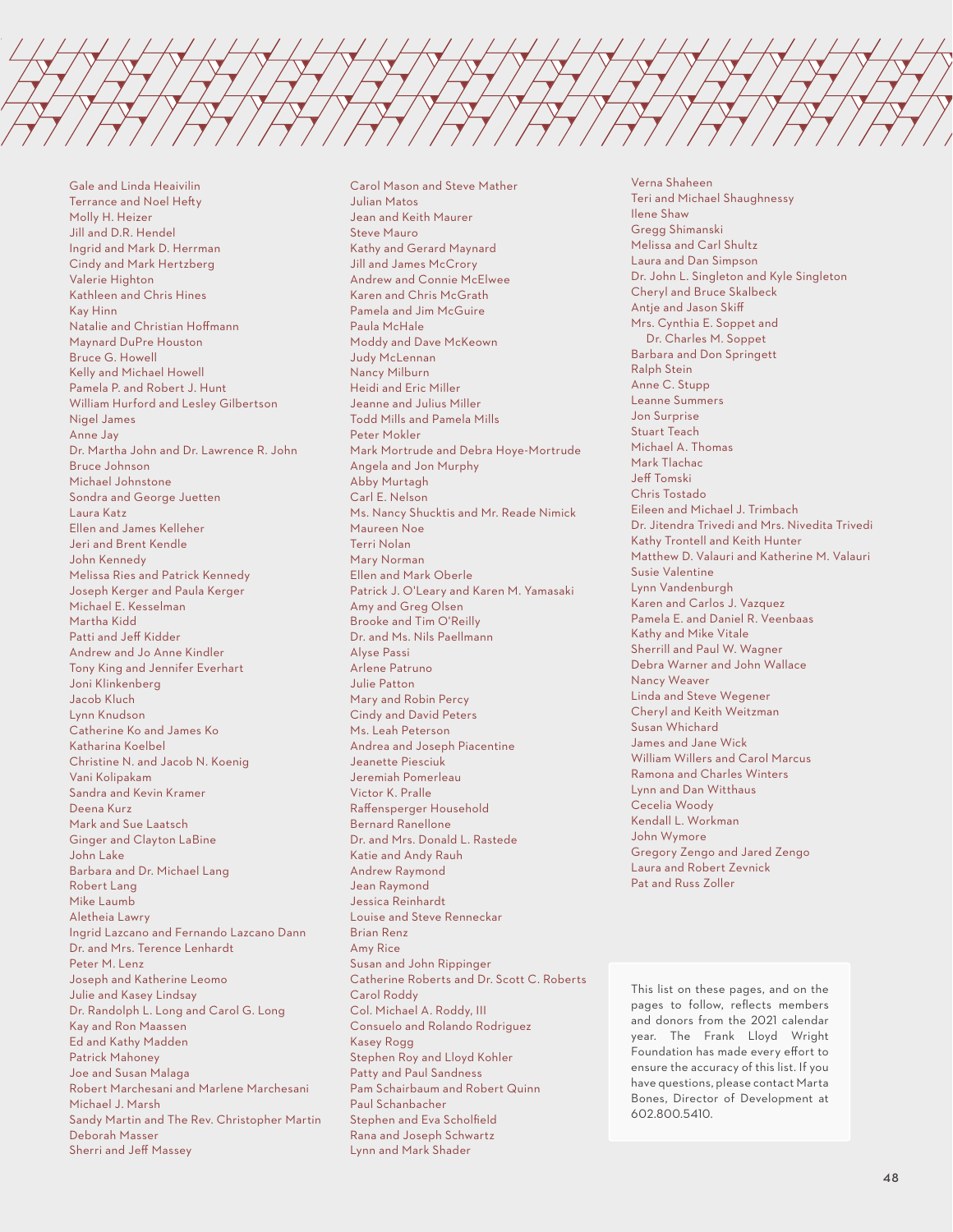Gale and Linda Heaivilin
Terrance and Noel Hefty
Molly H. Heizer
Jill and D.R. Hendel
Ingrid and Mark D. Herrman
Cindy and Mark Hertzberg
Valerie Highton
Kathleen and Chris Hines
Kay Hinn
Natalie and Christian Hoffmann
Maynard DuPre Houston
Bruce G. Howell
Kelly and Michael Howell
Pamela P. and Robert J. Hunt
William Hurford and Lesley Gilbertson
Nigel James
Anne Jay
Dr. Martha John and Dr. Lawrence R. John
Bruce Johnson
Michael Johnstone
Sondra and George Juetten
Laura Katz
Ellen and James Kelleher
Jeri and Brent Kendle
John Kennedy
Melissa Ries and Patrick Kennedy
Joseph Kerger and Paula Kerger
Michael E. Kesselman
Martha Kidd
Patti and Jeff Kidder
Andrew and Jo Anne Kindler
Tony King and Jennifer Everhart
Joni Klinkenberg
Jacob Kluch
Lynn Knudson
Catherine Ko and James Ko
Katharina Koelbel
Christine N. and Jacob N. Koenig
Vani Kolipakam
Sandra and Kevin Kramer
Deena Kurz
Mark and Sue Laatsch
Ginger and Clayton LaBine
John Lake
Barbara and Dr. Michael Lang
Robert Lang
Mike Laumb
Aletheia Lawry
Ingrid Lazcano and Fernando Lazcano Dann
Dr. and Mrs. Terence Lenhardt
Peter M. Lenz
Joseph and Katherine Leomo
Julie and Kasey Lindsay
Dr. Randolph L. Long and Carol G. Long
Kay and Ron Maassen
Ed and Kathy Madden
Patrick Mahoney
Joe and Susan Malaga
Robert Marchesani and Marlene Marchesani
Michael J. Marsh
Sandy Martin and The Rev. Christopher Martin
Deborah Masser
Sherri and Jeff Massey
Carol Mason and Steve Mather
Julian Matos
Jean and Keith Maurer
Steve Mauro
Kathy and Gerard Maynard
Jill and James McCrory
Andrew and Connie McElwee
Karen and Chris McGrath
Pamela and Jim McGuire
Paula McHale
Moddy and Dave McKeown
Judy McLennan
Nancy Milburn
Heidi and Eric Miller
Jeanne and Julius Miller
Todd Mills and Pamela Mills
Peter Mokler
Mark Mortrude and Debra Hoye-Mortrude
Angela and Jon Murphy
Abby Murtagh
Carl E. Nelson
Ms. Nancy Shucktis and Mr. Reade Nimick
Maureen Noe
Terri Nolan
Mary Norman
Ellen and Mark Oberle
Patrick J. O'Leary and Karen M. Yamasaki
Amy and Greg Olsen
Brooke and Tim O'Reilly
Dr. and Ms. Nils Paellmann
Alyse Passi
Arlene Patruno
Julie Patton
Mary and Robin Percy
Cindy and David Peters
Ms. Leah Peterson
Andrea and Joseph Piacentine
Jeanette Piesciuk
Jeremiah Pomerleau
Victor K. Pralle
Raffensperger Household
Bernard Ranellone
Dr. and Mrs. Donald L. Rastede
Katie and Andy Rauh
Andrew Raymond
Jean Raymond
Jessica Reinhardt
Louise and Steve Renneckar
Brian Renz
Amy Rice
Susan and John Rippinger
Catherine Roberts and Dr. Scott C. Roberts
Carol Roddy
Col. Michael A. Roddy, III
Consuelo and Rolando Rodriguez
Kasey Rogg
Stephen Roy and Lloyd Kohler
Patty and Paul Sandness
Pam Schairbaum and Robert Quinn
Paul Schanbacher
Stephen and Eva Scholfield
Rana and Joseph Schwartz
Lynn and Mark Shader
Verna Shaheen
Teri and Michael Shaughnessy
Ilene Shaw
Gregg Shimanski
Melissa and Carl Shultz
Laura and Dan Simpson
Dr. John L. Singleton and Kyle Singleton
Cheryl and Bruce Skalbeck
Antje and Jason Skiff
Mrs. Cynthia E. Soppet and Dr. Charles M. Soppet
Barbara and Don Springett
Ralph Stein
Anne C. Stupp
Leanne Summers
Jon Surprise
Stuart Teach
Michael A. Thomas
Mark Tlachac
Jeff Tomski
Chris Tostado
Eileen and Michael J. Trimbach
Dr. Jitendra Trivedi and Mrs. Nivedita Trivedi
Kathy Trontell and Keith Hunter
Matthew D. Valauri and Katherine M. Valauri
Susie Valentine
Lynn Vandenburgh
Karen and Carlos J. Vazquez
Pamela E. and Daniel R. Veenbaas
Kathy and Mike Vitale
Sherrill and Paul W. Wagner
Debra Warner and John Wallace
Nancy Weaver
Linda and Steve Wegener
Cheryl and Keith Weitzman
Susan Whichard
James and Jane Wick
William Willers and Carol Marcus
Ramona and Charles Winters
Lynn and Dan Witthaus
Cecelia Woody
Kendall L. Workman
John Wymore
Gregory Zengo and Jared Zengo
Laura and Robert Zevnick
Pat and Russ Zoller

This list on these pages, and on the pages to follow, reflects members and donors from the 2021 calendar year. The Frank Lloyd Wright Foundation has made every effort to ensure the accuracy of this list. If you have questions, please contact Marta Bones, Director of Development at 602.800.5410.